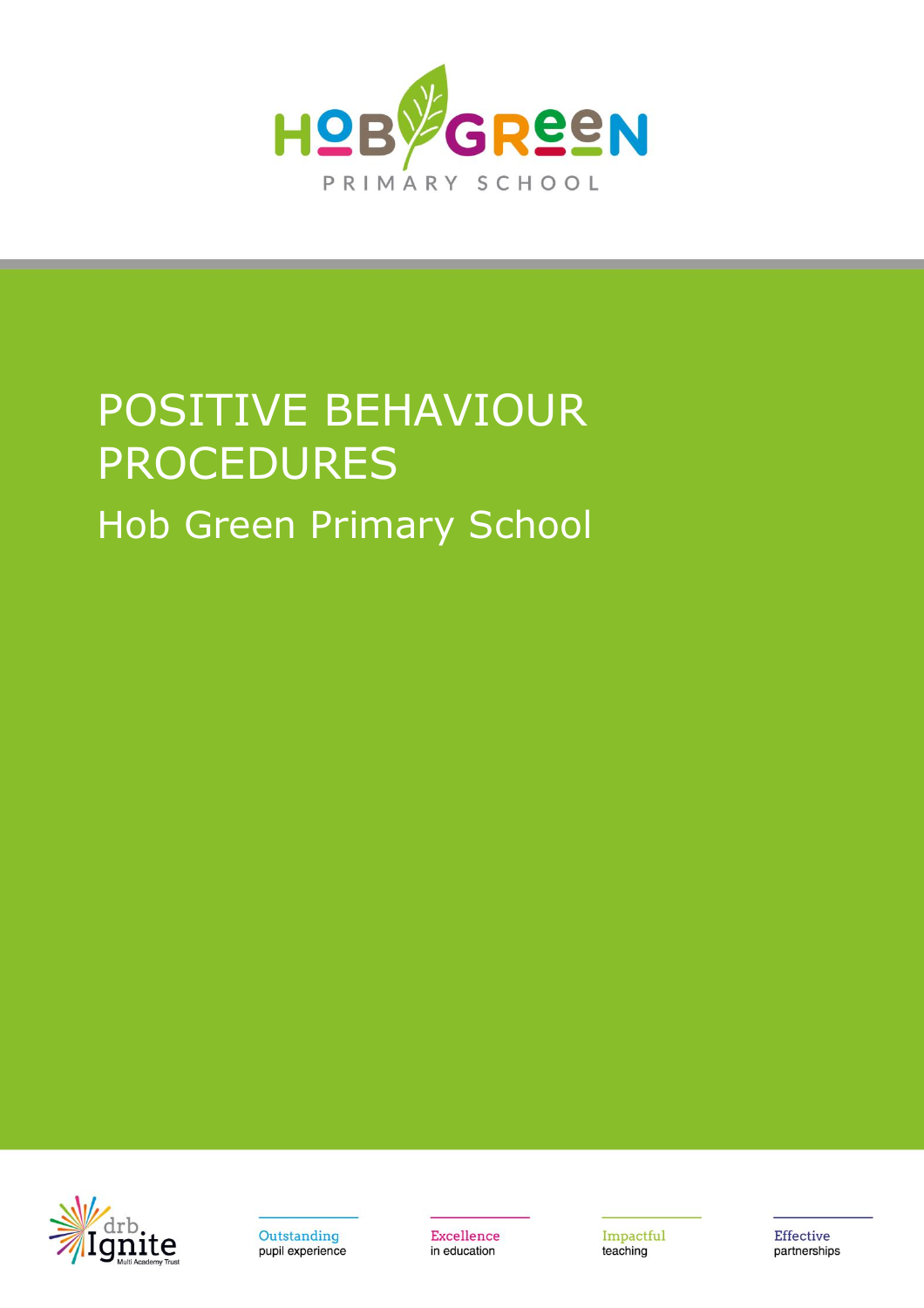HOB GREEN

PRIMARY SCHOOL

# POSITIVE BEHAVIOUR PROCEDURES

## Hob Green Primary School

drb Ignite Multi Academy Trust

Outstanding pupil experience

Excellence in education

Impactful teaching

Effective partnerships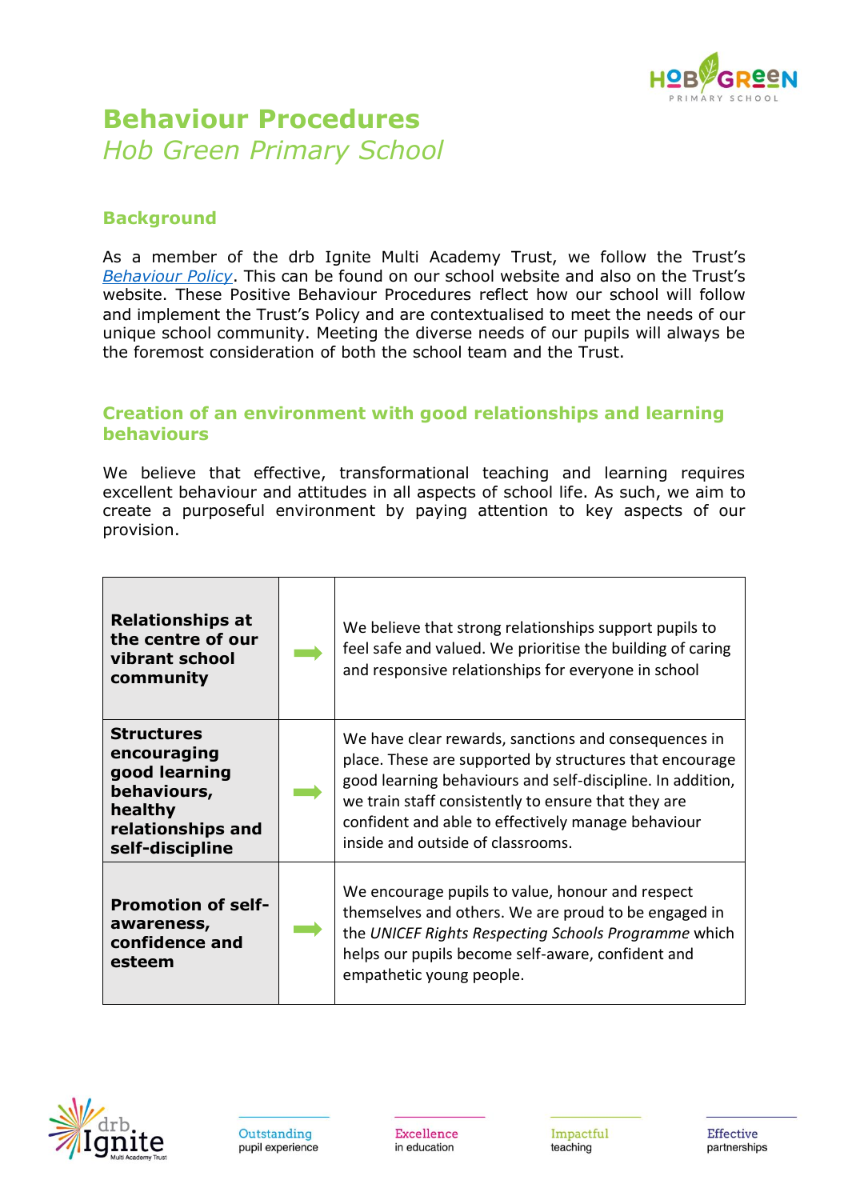# Behaviour Procedures

*Hob Green Primary School*

## Background

As a member of the drb Ignite Multi Academy Trust, we follow the Trust's *Behaviour Policy*. This can be found on our school website and also on the Trust's website. These Positive Behaviour Procedures reflect how our school will follow and implement the Trust's Policy and are contextualised to meet the needs of our unique school community. Meeting the diverse needs of our pupils will always be the foremost consideration of both the school team and the Trust.

## Creation of an environment with good relationships and learning behaviours

We believe that effective, transformational teaching and learning requires excellent behaviour and attitudes in all aspects of school life. As such, we aim to create a purposeful environment by paying attention to key aspects of our provision.

| | | |
|---|---|---|
| **Relationships at the centre of our vibrant school community** | ➡ | We believe that strong relationships support pupils to feel safe and valued. We prioritise the building of caring and responsive relationships for everyone in school |
| **Structures encouraging good learning behaviours, healthy relationships and self-discipline** | ➡ | We have clear rewards, sanctions and consequences in place. These are supported by structures that encourage good learning behaviours and self-discipline. In addition, we train staff consistently to ensure that they are confident and able to effectively manage behaviour inside and outside of classrooms. |
| **Promotion of self-awareness, confidence and esteem** | ➡ | We encourage pupils to value, honour and respect themselves and others. We are proud to be engaged in the *UNICEF Rights Respecting Schools Programme* which helps our pupils become self-aware, confident and empathetic young people. |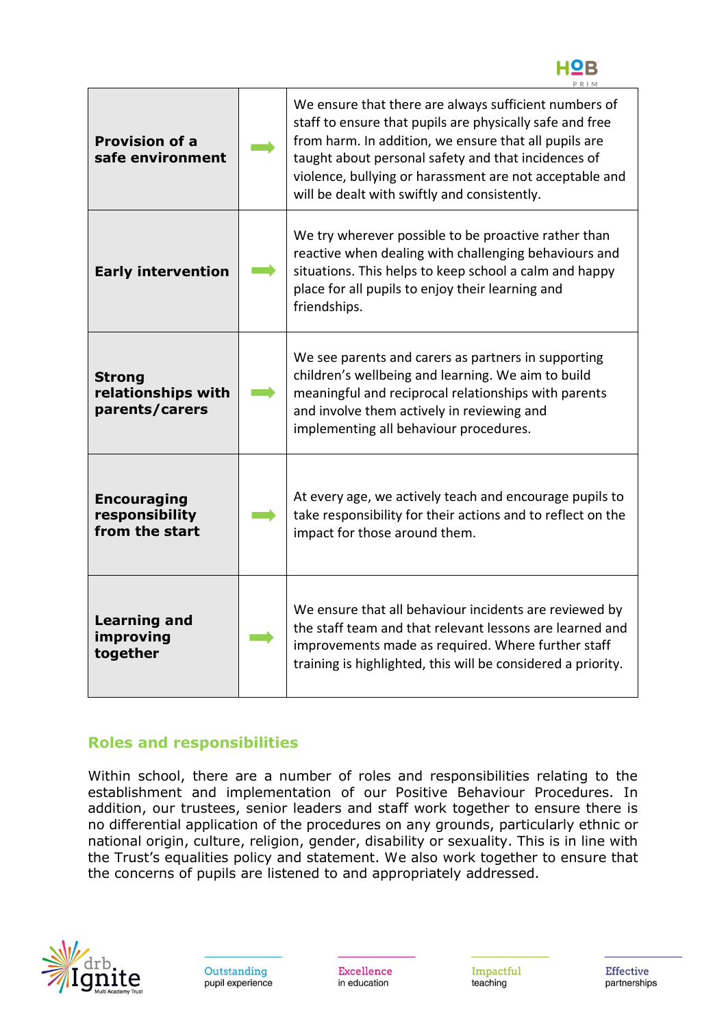| | | |
|---|---|---|
| **Provision of a safe environment** | ➡ | We ensure that there are always sufficient numbers of staff to ensure that pupils are physically safe and free from harm. In addition, we ensure that all pupils are taught about personal safety and that incidences of violence, bullying or harassment are not acceptable and will be dealt with swiftly and consistently. |
| **Early intervention** | ➡ | We try wherever possible to be proactive rather than reactive when dealing with challenging behaviours and situations. This helps to keep school a calm and happy place for all pupils to enjoy their learning and friendships. |
| **Strong relationships with parents/carers** | ➡ | We see parents and carers as partners in supporting children's wellbeing and learning. We aim to build meaningful and reciprocal relationships with parents and involve them actively in reviewing and implementing all behaviour procedures. |
| **Encouraging responsibility from the start** | ➡ | At every age, we actively teach and encourage pupils to take responsibility for their actions and to reflect on the impact for those around them. |
| **Learning and improving together** | ➡ | We ensure that all behaviour incidents are reviewed by the staff team and that relevant lessons are learned and improvements made as required. Where further staff training is highlighted, this will be considered a priority. |

## Roles and responsibilities

Within school, there are a number of roles and responsibilities relating to the establishment and implementation of our Positive Behaviour Procedures. In addition, our trustees, senior leaders and staff work together to ensure there is no differential application of the procedures on any grounds, particularly ethnic or national origin, culture, religion, gender, disability or sexuality. This is in line with the Trust's equalities policy and statement. We also work together to ensure that the concerns of pupils are listened to and appropriately addressed.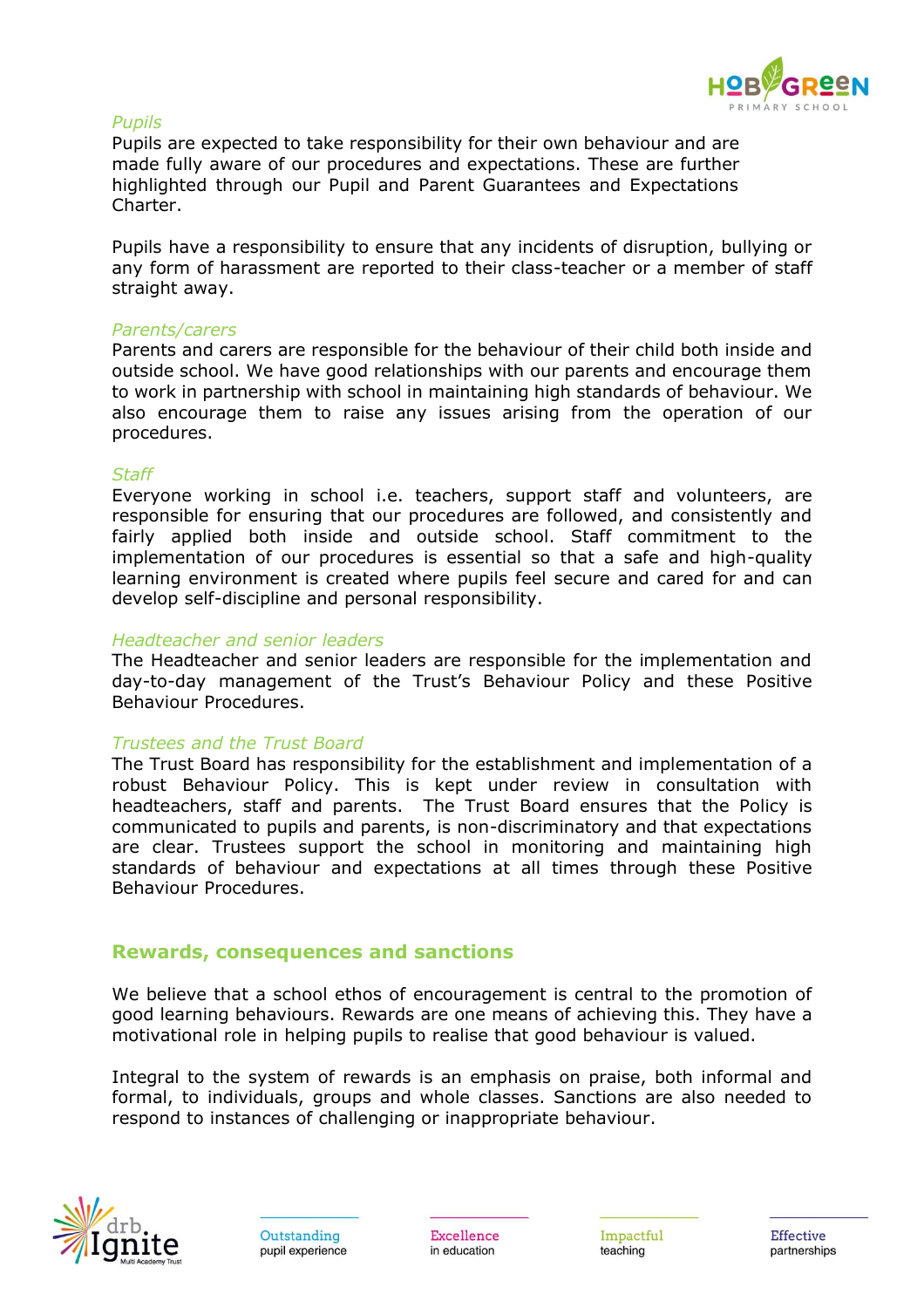*Pupils*

Pupils are expected to take responsibility for their own behaviour and are made fully aware of our procedures and expectations. These are further highlighted through our Pupil and Parent Guarantees and Expectations Charter.

Pupils have a responsibility to ensure that any incidents of disruption, bullying or any form of harassment are reported to their class-teacher or a member of staff straight away.

*Parents/carers*

Parents and carers are responsible for the behaviour of their child both inside and outside school. We have good relationships with our parents and encourage them to work in partnership with school in maintaining high standards of behaviour. We also encourage them to raise any issues arising from the operation of our procedures.

*Staff*

Everyone working in school i.e. teachers, support staff and volunteers, are responsible for ensuring that our procedures are followed, and consistently and fairly applied both inside and outside school. Staff commitment to the implementation of our procedures is essential so that a safe and high-quality learning environment is created where pupils feel secure and cared for and can develop self-discipline and personal responsibility.

*Headteacher and senior leaders*

The Headteacher and senior leaders are responsible for the implementation and day-to-day management of the Trust's Behaviour Policy and these Positive Behaviour Procedures.

*Trustees and the Trust Board*

The Trust Board has responsibility for the establishment and implementation of a robust Behaviour Policy. This is kept under review in consultation with headteachers, staff and parents. The Trust Board ensures that the Policy is communicated to pupils and parents, is non-discriminatory and that expectations are clear. Trustees support the school in monitoring and maintaining high standards of behaviour and expectations at all times through these Positive Behaviour Procedures.

## Rewards, consequences and sanctions

We believe that a school ethos of encouragement is central to the promotion of good learning behaviours. Rewards are one means of achieving this. They have a motivational role in helping pupils to realise that good behaviour is valued.

Integral to the system of rewards is an emphasis on praise, both informal and formal, to individuals, groups and whole classes. Sanctions are also needed to respond to instances of challenging or inappropriate behaviour.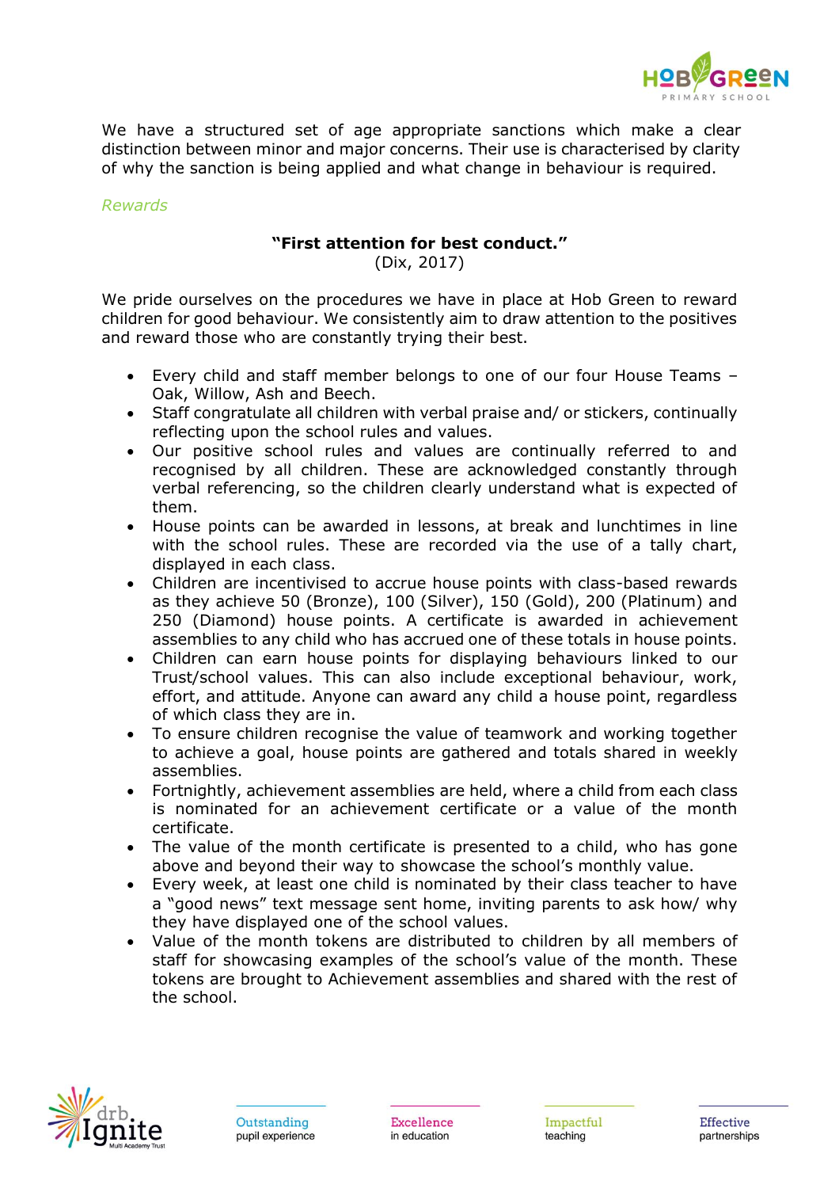We have a structured set of age appropriate sanctions which make a clear distinction between minor and major concerns. Their use is characterised by clarity of why the sanction is being applied and what change in behaviour is required.

*Rewards*

**"First attention for best conduct."**
(Dix, 2017)

We pride ourselves on the procedures we have in place at Hob Green to reward children for good behaviour. We consistently aim to draw attention to the positives and reward those who are constantly trying their best.

- Every child and staff member belongs to one of our four House Teams – Oak, Willow, Ash and Beech.
- Staff congratulate all children with verbal praise and/ or stickers, continually reflecting upon the school rules and values.
- Our positive school rules and values are continually referred to and recognised by all children. These are acknowledged constantly through verbal referencing, so the children clearly understand what is expected of them.
- House points can be awarded in lessons, at break and lunchtimes in line with the school rules. These are recorded via the use of a tally chart, displayed in each class.
- Children are incentivised to accrue house points with class-based rewards as they achieve 50 (Bronze), 100 (Silver), 150 (Gold), 200 (Platinum) and 250 (Diamond) house points. A certificate is awarded in achievement assemblies to any child who has accrued one of these totals in house points.
- Children can earn house points for displaying behaviours linked to our Trust/school values. This can also include exceptional behaviour, work, effort, and attitude. Anyone can award any child a house point, regardless of which class they are in.
- To ensure children recognise the value of teamwork and working together to achieve a goal, house points are gathered and totals shared in weekly assemblies.
- Fortnightly, achievement assemblies are held, where a child from each class is nominated for an achievement certificate or a value of the month certificate.
- The value of the month certificate is presented to a child, who has gone above and beyond their way to showcase the school's monthly value.
- Every week, at least one child is nominated by their class teacher to have a "good news" text message sent home, inviting parents to ask how/ why they have displayed one of the school values.
- Value of the month tokens are distributed to children by all members of staff for showcasing examples of the school's value of the month. These tokens are brought to Achievement assemblies and shared with the rest of the school.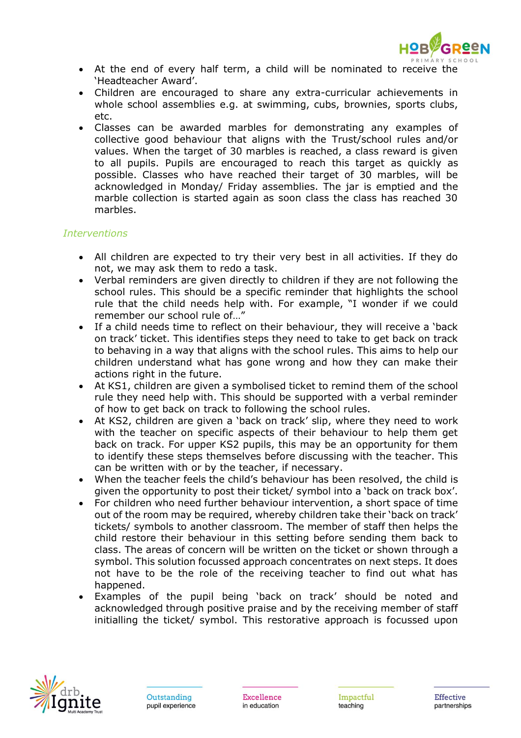- At the end of every half term, a child will be nominated to receive the 'Headteacher Award'.
- Children are encouraged to share any extra-curricular achievements in whole school assemblies e.g. at swimming, cubs, brownies, sports clubs, etc.
- Classes can be awarded marbles for demonstrating any examples of collective good behaviour that aligns with the Trust/school rules and/or values. When the target of 30 marbles is reached, a class reward is given to all pupils. Pupils are encouraged to reach this target as quickly as possible. Classes who have reached their target of 30 marbles, will be acknowledged in Monday/ Friday assemblies. The jar is emptied and the marble collection is started again as soon class the class has reached 30 marbles.

*Interventions*

- All children are expected to try their very best in all activities. If they do not, we may ask them to redo a task.
- Verbal reminders are given directly to children if they are not following the school rules. This should be a specific reminder that highlights the school rule that the child needs help with. For example, "I wonder if we could remember our school rule of…"
- If a child needs time to reflect on their behaviour, they will receive a 'back on track' ticket. This identifies steps they need to take to get back on track to behaving in a way that aligns with the school rules. This aims to help our children understand what has gone wrong and how they can make their actions right in the future.
- At KS1, children are given a symbolised ticket to remind them of the school rule they need help with. This should be supported with a verbal reminder of how to get back on track to following the school rules.
- At KS2, children are given a 'back on track' slip, where they need to work with the teacher on specific aspects of their behaviour to help them get back on track. For upper KS2 pupils, this may be an opportunity for them to identify these steps themselves before discussing with the teacher. This can be written with or by the teacher, if necessary.
- When the teacher feels the child's behaviour has been resolved, the child is given the opportunity to post their ticket/ symbol into a 'back on track box'.
- For children who need further behaviour intervention, a short space of time out of the room may be required, whereby children take their 'back on track' tickets/ symbols to another classroom. The member of staff then helps the child restore their behaviour in this setting before sending them back to class. The areas of concern will be written on the ticket or shown through a symbol. This solution focussed approach concentrates on next steps. It does not have to be the role of the receiving teacher to find out what has happened.
- Examples of the pupil being 'back on track' should be noted and acknowledged through positive praise and by the receiving member of staff initialling the ticket/ symbol. This restorative approach is focussed upon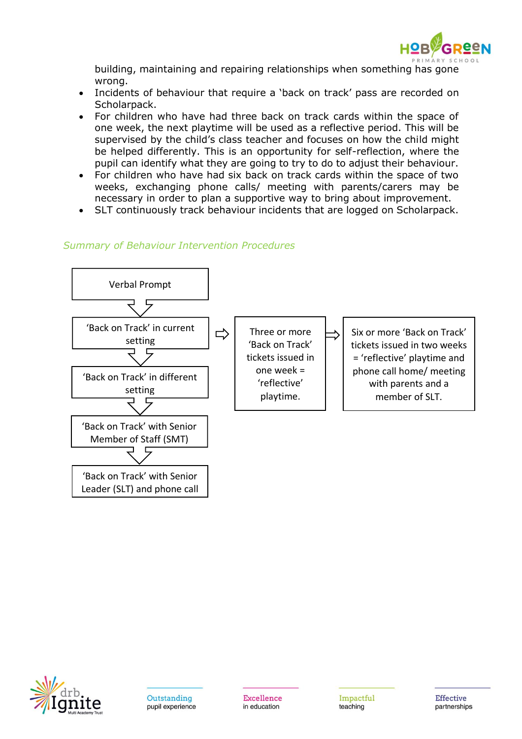building, maintaining and repairing relationships when something has gone wrong.

- Incidents of behaviour that require a 'back on track' pass are recorded on Scholarpack.
- For children who have had three back on track cards within the space of one week, the next playtime will be used as a reflective period. This will be supervised by the child's class teacher and focuses on how the child might be helped differently. This is an opportunity for self-reflection, where the pupil can identify what they are going to try to do to adjust their behaviour.
- For children who have had six back on track cards within the space of two weeks, exchanging phone calls/ meeting with parents/carers may be necessary in order to plan a supportive way to bring about improvement.
- SLT continuously track behaviour incidents that are logged on Scholarpack.

*Summary of Behaviour Intervention Procedures*

Verbal Prompt

⇩

'Back on Track' in current setting ⇨ Three or more 'Back on Track' tickets issued in one week = 'reflective' playtime. ⇨ Six or more 'Back on Track' tickets issued in two weeks = 'reflective' playtime and phone call home/ meeting with parents and a member of SLT.

⇩

'Back on Track' in different setting

⇩

'Back on Track' with Senior Member of Staff (SMT)

⇩

'Back on Track' with Senior Leader (SLT) and phone call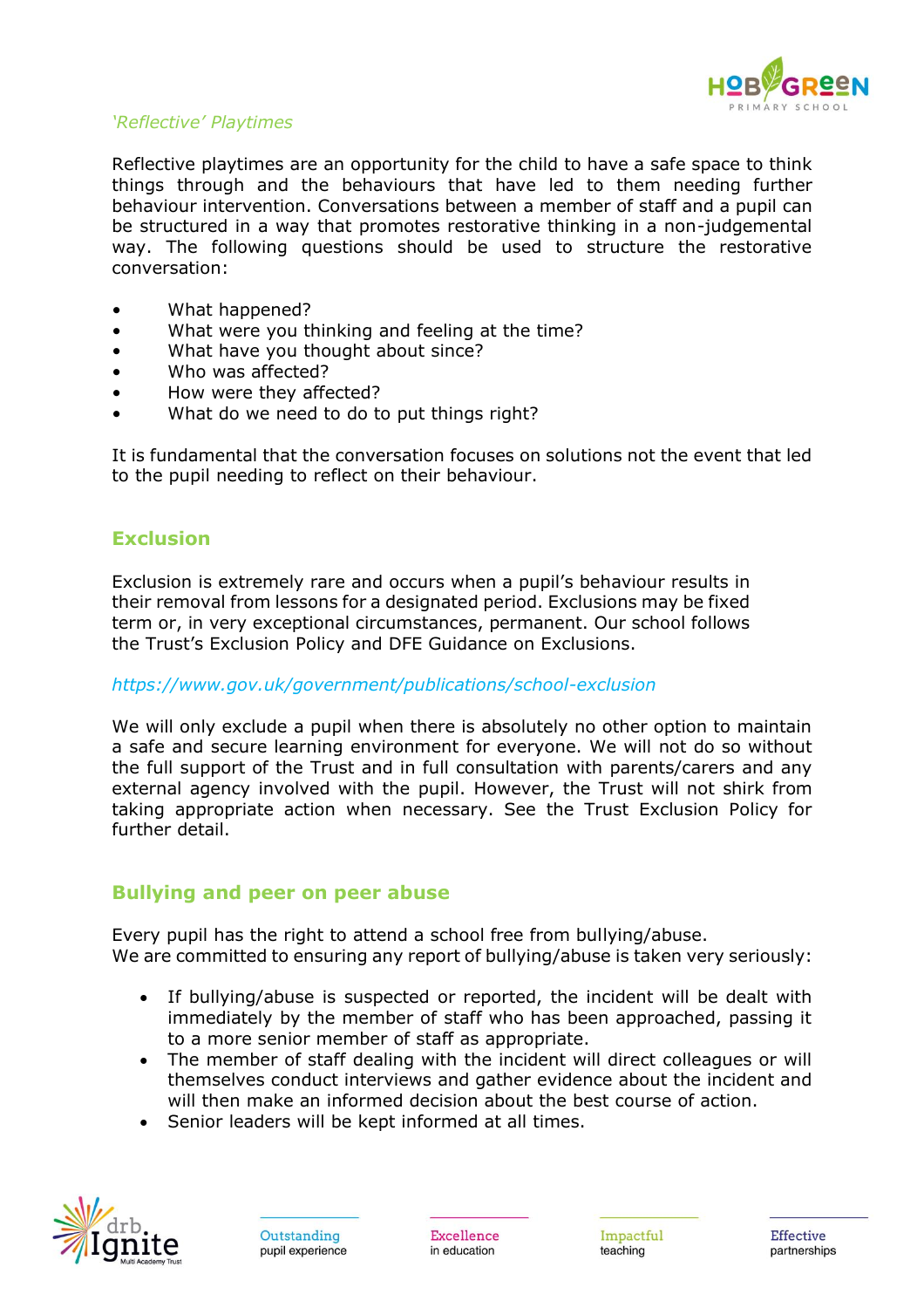*'Reflective' Playtimes*

Reflective playtimes are an opportunity for the child to have a safe space to think things through and the behaviours that have led to them needing further behaviour intervention. Conversations between a member of staff and a pupil can be structured in a way that promotes restorative thinking in a non-judgemental way. The following questions should be used to structure the restorative conversation:

- What happened?
- What were you thinking and feeling at the time?
- What have you thought about since?
- Who was affected?
- How were they affected?
- What do we need to do to put things right?

It is fundamental that the conversation focuses on solutions not the event that led to the pupil needing to reflect on their behaviour.

## Exclusion

Exclusion is extremely rare and occurs when a pupil's behaviour results in their removal from lessons for a designated period. Exclusions may be fixed term or, in very exceptional circumstances, permanent. Our school follows the Trust's Exclusion Policy and DFE Guidance on Exclusions.

*https://www.gov.uk/government/publications/school-exclusion*

We will only exclude a pupil when there is absolutely no other option to maintain a safe and secure learning environment for everyone. We will not do so without the full support of the Trust and in full consultation with parents/carers and any external agency involved with the pupil. However, the Trust will not shirk from taking appropriate action when necessary. See the Trust Exclusion Policy for further detail.

## Bullying and peer on peer abuse

Every pupil has the right to attend a school free from bullying/abuse.
We are committed to ensuring any report of bullying/abuse is taken very seriously:

- If bullying/abuse is suspected or reported, the incident will be dealt with immediately by the member of staff who has been approached, passing it to a more senior member of staff as appropriate.
- The member of staff dealing with the incident will direct colleagues or will themselves conduct interviews and gather evidence about the incident and will then make an informed decision about the best course of action.
- Senior leaders will be kept informed at all times.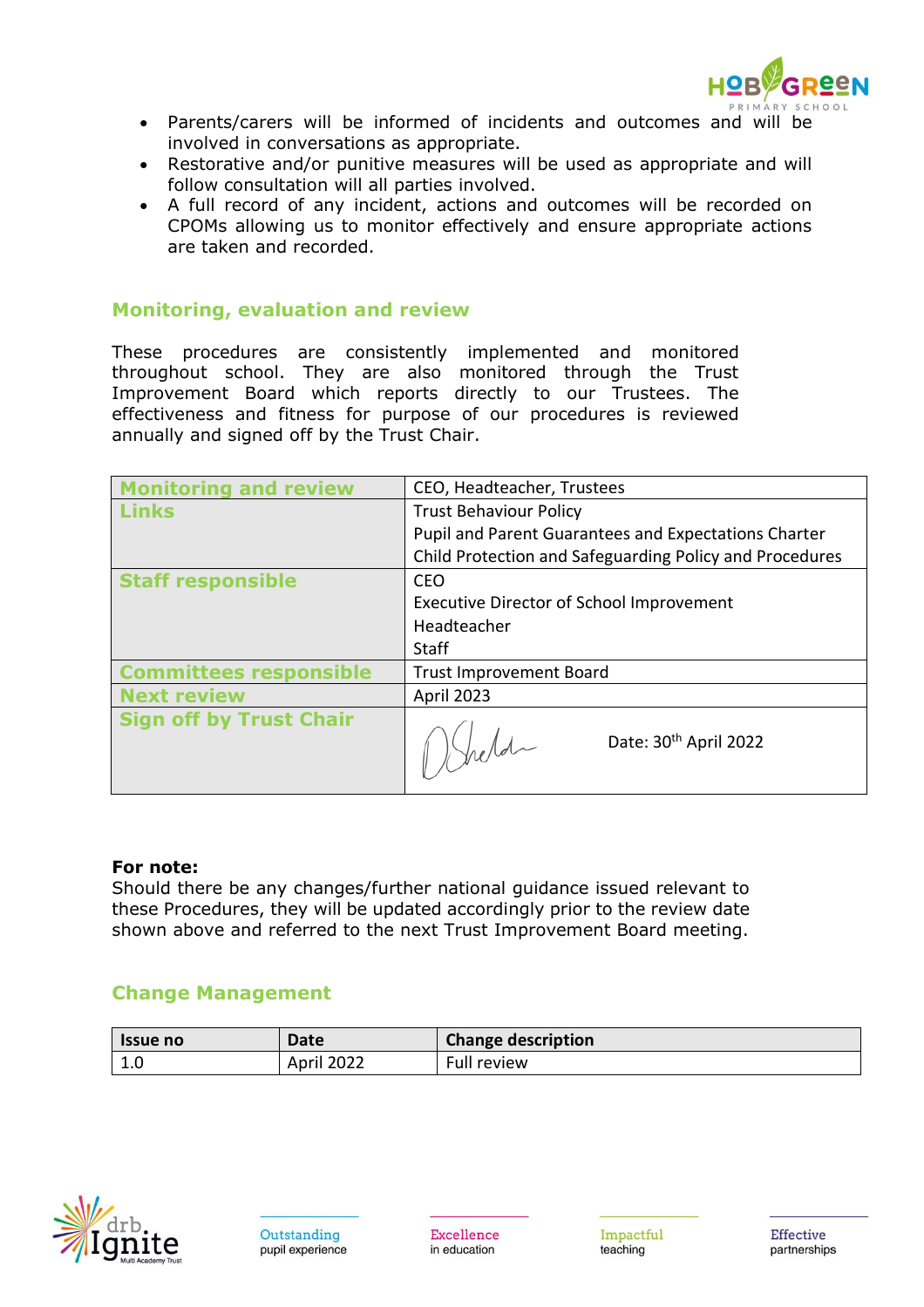- Parents/carers will be informed of incidents and outcomes and will be involved in conversations as appropriate.
- Restorative and/or punitive measures will be used as appropriate and will follow consultation will all parties involved.
- A full record of any incident, actions and outcomes will be recorded on CPOMs allowing us to monitor effectively and ensure appropriate actions are taken and recorded.

## Monitoring, evaluation and review

These procedures are consistently implemented and monitored throughout school. They are also monitored through the Trust Improvement Board which reports directly to our Trustees. The effectiveness and fitness for purpose of our procedures is reviewed annually and signed off by the Trust Chair.

| | |
|---|---|
| **Monitoring and review** | CEO, Headteacher, Trustees |
| **Links** | Trust Behaviour Policy<br>Pupil and Parent Guarantees and Expectations Charter<br>Child Protection and Safeguarding Policy and Procedures |
| **Staff responsible** | CEO<br>Executive Director of School Improvement<br>Headteacher<br>Staff |
| **Committees responsible** | Trust Improvement Board |
| **Next review** | April 2023 |
| **Sign off by Trust Chair** | Date: 30th April 2022 |

**For note:**
Should there be any changes/further national guidance issued relevant to these Procedures, they will be updated accordingly prior to the review date shown above and referred to the next Trust Improvement Board meeting.

## Change Management

| Issue no | Date | Change description |
|---|---|---|
| 1.0 | April 2022 | Full review |